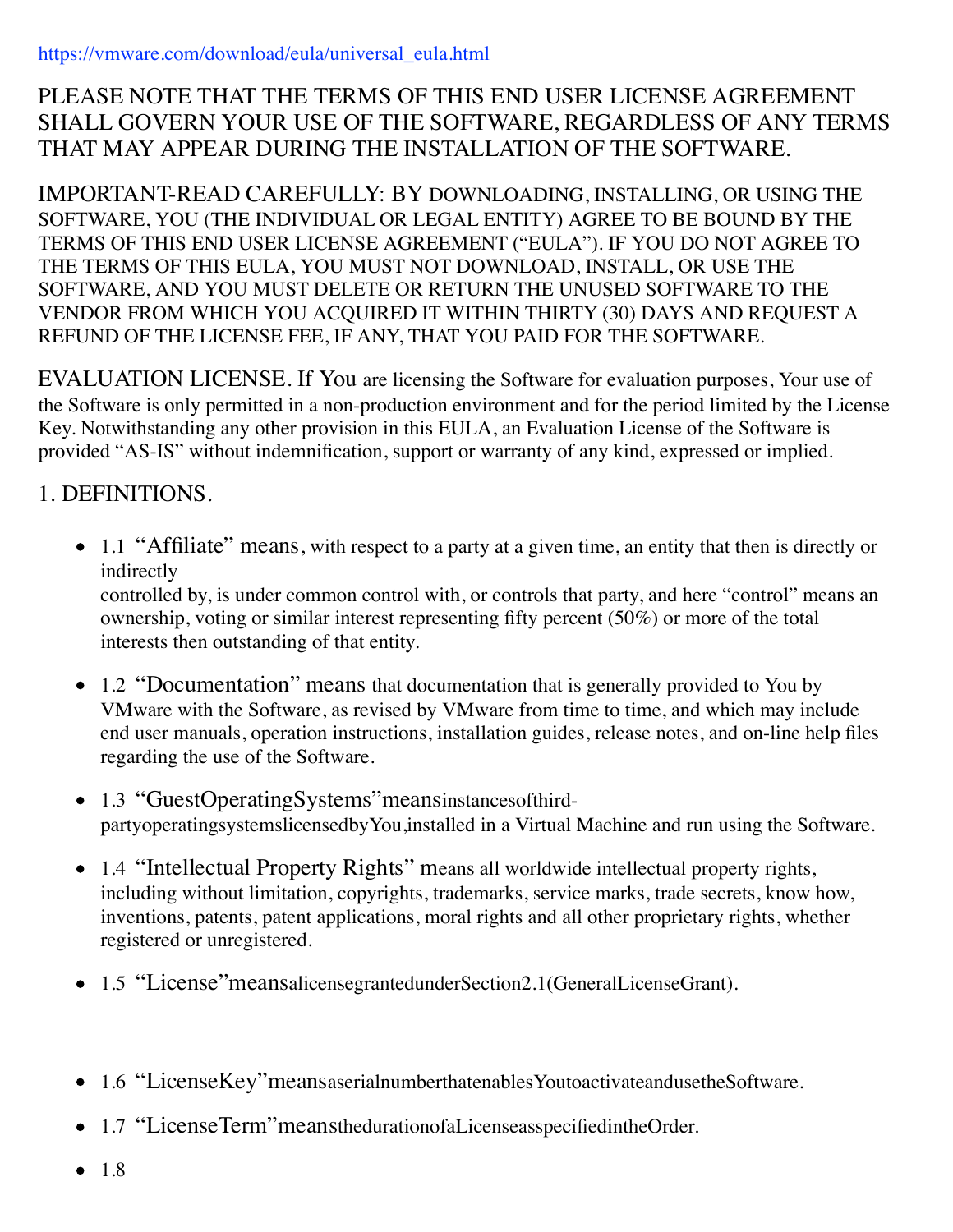https://vmware.com/download/eula/universal_eula.html

PLEASE NOTE THAT THE TERMS OF THIS END USER LICENSE AGREEMENT SHALL GOVERN YOUR USE OF THE SOFTWARE, REGARDLESS OF ANY TERMS THAT MAY APPEAR DURING THE INSTALLATION OF THE SOFTWARE.

IMPORTANT-READ CAREFULLY: BY DOWNLOADING, INSTALLING, OR USING THE SOFTWARE, YOU (THE INDIVIDUAL OR LEGAL ENTITY) AGREE TO BE BOUND BY THE TERMS OF THIS END USER LICENSE AGREEMENT ("EULA"). IF YOU DO NOT AGREE TO THE TERMS OF THIS EULA, YOU MUST NOT DOWNLOAD, INSTALL, OR USE THE SOFTWARE, AND YOU MUST DELETE OR RETURN THE UNUSED SOFTWARE TO THE VENDOR FROM WHICH YOU ACQUIRED IT WITHIN THIRTY (30) DAYS AND REQUEST A REFUND OF THE LICENSE FEE, IF ANY, THAT YOU PAID FOR THE SOFTWARE.

EVALUATION LICENSE. If You are licensing the Software for evaluation purposes, Your use of the Software is only permitted in a non-production environment and for the period limited by the License Key. Notwithstanding any other provision in this EULA, an Evaluation License of the Software is provided "AS-IS" without indemnification, support or warranty of any kind, expressed or implied.

1. DEFINITIONS.

- 1.1 "Affiliate" means, with respect to a party at a given time, an entity that then is directly or indirectly
  controlled by, is under common control with, or controls that party, and here "control" means an ownership, voting or similar interest representing fifty percent (50%) or more of the total interests then outstanding of that entity.
- 1.2 "Documentation" means that documentation that is generally provided to You by VMware with the Software, as revised by VMware from time to time, and which may include end user manuals, operation instructions, installation guides, release notes, and on-line help files regarding the use of the Software.
- 1.3 "GuestOperatingSystems"meansinstancesofthird-partyoperatingsystemslicensedbyYou,installed in a Virtual Machine and run using the Software.
- 1.4 "Intellectual Property Rights" means all worldwide intellectual property rights, including without limitation, copyrights, trademarks, service marks, trade secrets, know how, inventions, patents, patent applications, moral rights and all other proprietary rights, whether registered or unregistered.
- 1.5 "License"meansalicensegrantedunderSection2.1(GeneralLicenseGrant).
- 1.6 "LicenseKey"meansaserialnumberthatenablesYoutoactivateandusetheSoftware.
- 1.7 "LicenseTerm"meansthedurationofaLicenseasspecifiedintheOrder.
- 1.8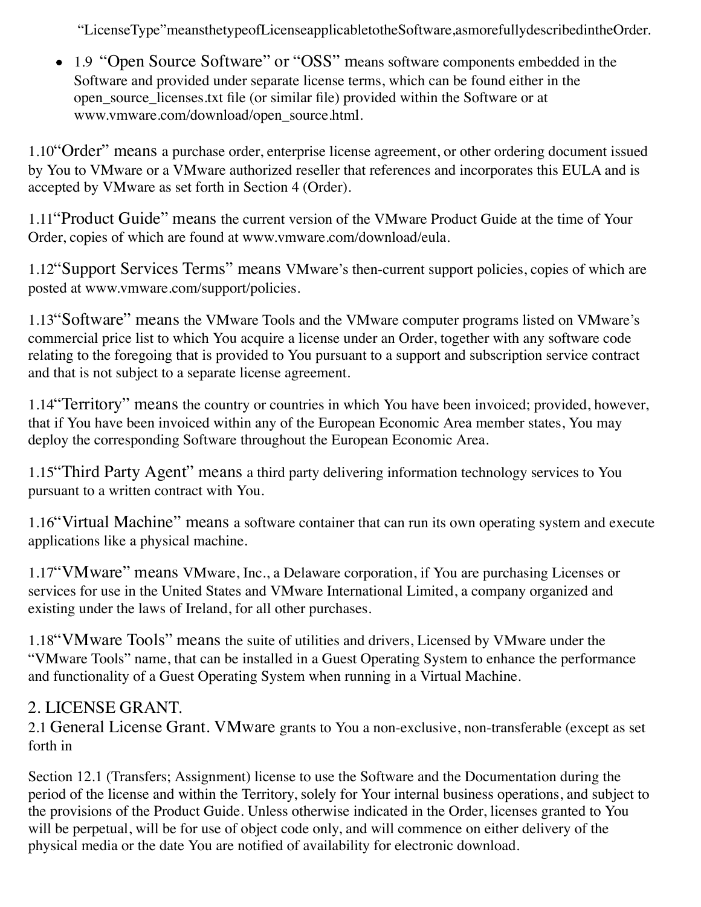"LicenseType" means the type of License applicable to the Software, as more fully described in the Order.

- 1.9 "Open Source Software" or "OSS" means software components embedded in the Software and provided under separate license terms, which can be found either in the open_source_licenses.txt file (or similar file) provided within the Software or at www.vmware.com/download/open_source.html.

1.10"Order" means a purchase order, enterprise license agreement, or other ordering document issued by You to VMware or a VMware authorized reseller that references and incorporates this EULA and is accepted by VMware as set forth in Section 4 (Order).

1.11"Product Guide" means the current version of the VMware Product Guide at the time of Your Order, copies of which are found at www.vmware.com/download/eula.

1.12"Support Services Terms" means VMware's then-current support policies, copies of which are posted at www.vmware.com/support/policies.

1.13"Software" means the VMware Tools and the VMware computer programs listed on VMware's commercial price list to which You acquire a license under an Order, together with any software code relating to the foregoing that is provided to You pursuant to a support and subscription service contract and that is not subject to a separate license agreement.

1.14"Territory" means the country or countries in which You have been invoiced; provided, however, that if You have been invoiced within any of the European Economic Area member states, You may deploy the corresponding Software throughout the European Economic Area.

1.15"Third Party Agent" means a third party delivering information technology services to You pursuant to a written contract with You.

1.16"Virtual Machine" means a software container that can run its own operating system and execute applications like a physical machine.

1.17"VMware" means VMware, Inc., a Delaware corporation, if You are purchasing Licenses or services for use in the United States and VMware International Limited, a company organized and existing under the laws of Ireland, for all other purchases.

1.18"VMware Tools" means the suite of utilities and drivers, Licensed by VMware under the "VMware Tools" name, that can be installed in a Guest Operating System to enhance the performance and functionality of a Guest Operating System when running in a Virtual Machine.

## 2. LICENSE GRANT.

2.1 General License Grant. VMware grants to You a non-exclusive, non-transferable (except as set forth in

Section 12.1 (Transfers; Assignment) license to use the Software and the Documentation during the period of the license and within the Territory, solely for Your internal business operations, and subject to the provisions of the Product Guide. Unless otherwise indicated in the Order, licenses granted to You will be perpetual, will be for use of object code only, and will commence on either delivery of the physical media or the date You are notified of availability for electronic download.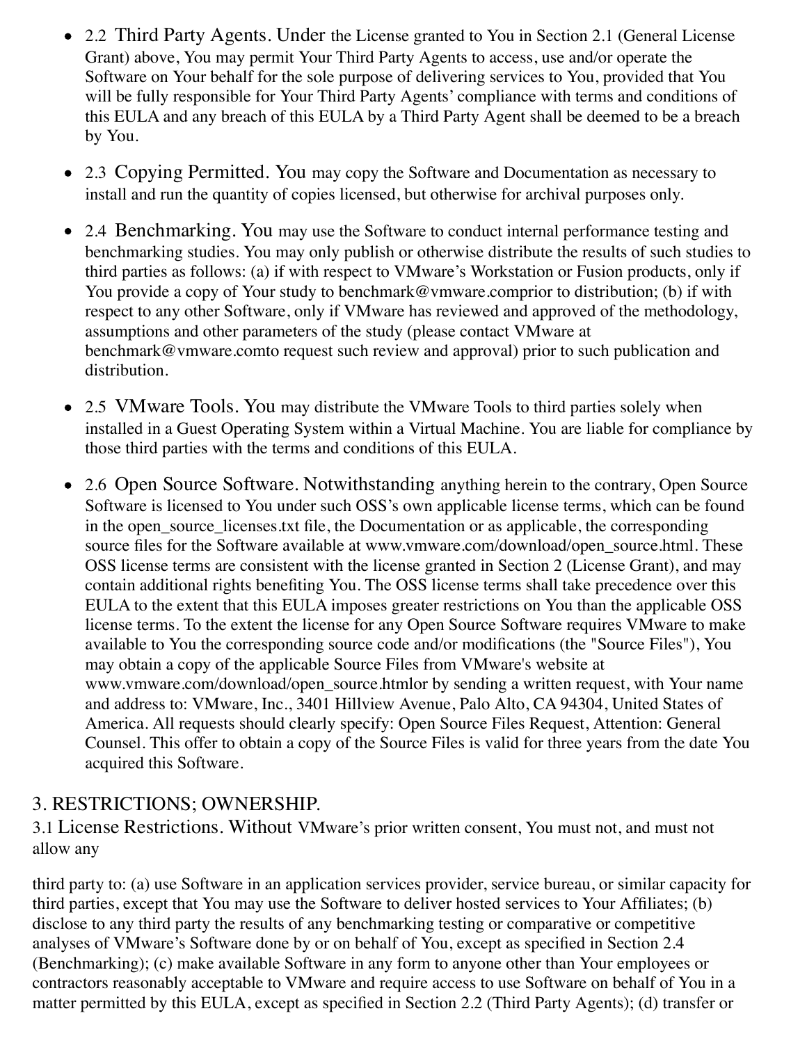- 2.2 Third Party Agents. Under the License granted to You in Section 2.1 (General License Grant) above, You may permit Your Third Party Agents to access, use and/or operate the Software on Your behalf for the sole purpose of delivering services to You, provided that You will be fully responsible for Your Third Party Agents' compliance with terms and conditions of this EULA and any breach of this EULA by a Third Party Agent shall be deemed to be a breach by You.

- 2.3 Copying Permitted. You may copy the Software and Documentation as necessary to install and run the quantity of copies licensed, but otherwise for archival purposes only.

- 2.4 Benchmarking. You may use the Software to conduct internal performance testing and benchmarking studies. You may only publish or otherwise distribute the results of such studies to third parties as follows: (a) if with respect to VMware's Workstation or Fusion products, only if You provide a copy of Your study to benchmark@vmware.comprior to distribution; (b) if with respect to any other Software, only if VMware has reviewed and approved of the methodology, assumptions and other parameters of the study (please contact VMware at benchmark@vmware.comto request such review and approval) prior to such publication and distribution.

- 2.5 VMware Tools. You may distribute the VMware Tools to third parties solely when installed in a Guest Operating System within a Virtual Machine. You are liable for compliance by those third parties with the terms and conditions of this EULA.

- 2.6 Open Source Software. Notwithstanding anything herein to the contrary, Open Source Software is licensed to You under such OSS's own applicable license terms, which can be found in the open_source_licenses.txt file, the Documentation or as applicable, the corresponding source files for the Software available at www.vmware.com/download/open_source.html. These OSS license terms are consistent with the license granted in Section 2 (License Grant), and may contain additional rights benefiting You. The OSS license terms shall take precedence over this EULA to the extent that this EULA imposes greater restrictions on You than the applicable OSS license terms. To the extent the license for any Open Source Software requires VMware to make available to You the corresponding source code and/or modifications (the "Source Files"), You may obtain a copy of the applicable Source Files from VMware's website at www.vmware.com/download/open_source.htmlor by sending a written request, with Your name and address to: VMware, Inc., 3401 Hillview Avenue, Palo Alto, CA 94304, United States of America. All requests should clearly specify: Open Source Files Request, Attention: General Counsel. This offer to obtain a copy of the Source Files is valid for three years from the date You acquired this Software.

## 3. RESTRICTIONS; OWNERSHIP.

3.1 License Restrictions. Without VMware's prior written consent, You must not, and must not allow any

third party to: (a) use Software in an application services provider, service bureau, or similar capacity for third parties, except that You may use the Software to deliver hosted services to Your Affiliates; (b) disclose to any third party the results of any benchmarking testing or comparative or competitive analyses of VMware's Software done by or on behalf of You, except as specified in Section 2.4 (Benchmarking); (c) make available Software in any form to anyone other than Your employees or contractors reasonably acceptable to VMware and require access to use Software on behalf of You in a matter permitted by this EULA, except as specified in Section 2.2 (Third Party Agents); (d) transfer or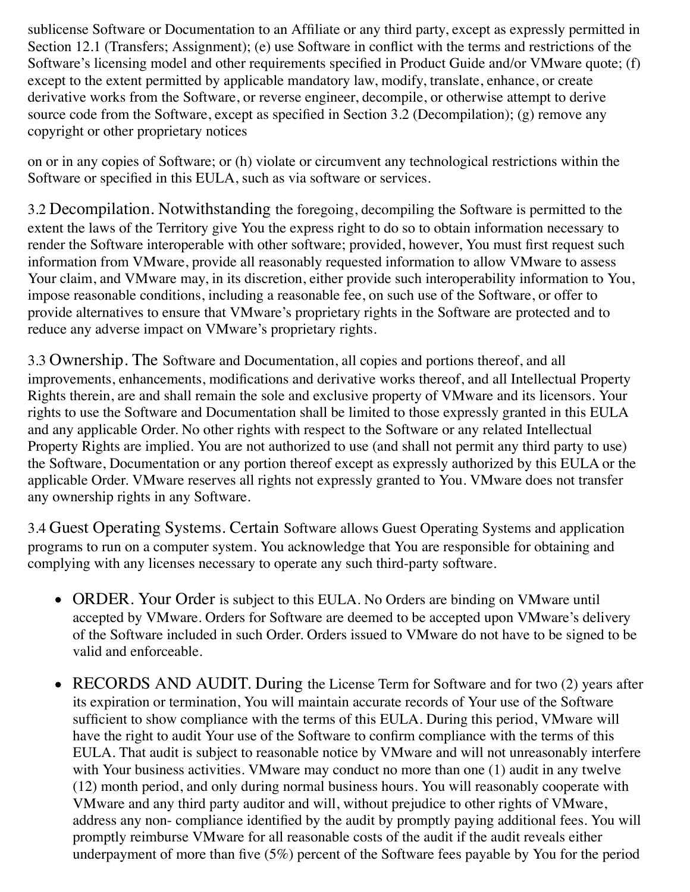sublicense Software or Documentation to an Affiliate or any third party, except as expressly permitted in Section 12.1 (Transfers; Assignment); (e) use Software in conflict with the terms and restrictions of the Software's licensing model and other requirements specified in Product Guide and/or VMware quote; (f) except to the extent permitted by applicable mandatory law, modify, translate, enhance, or create derivative works from the Software, or reverse engineer, decompile, or otherwise attempt to derive source code from the Software, except as specified in Section 3.2 (Decompilation); (g) remove any copyright or other proprietary notices

on or in any copies of Software; or (h) violate or circumvent any technological restrictions within the Software or specified in this EULA, such as via software or services.

3.2 Decompilation. Notwithstanding the foregoing, decompiling the Software is permitted to the extent the laws of the Territory give You the express right to do so to obtain information necessary to render the Software interoperable with other software; provided, however, You must first request such information from VMware, provide all reasonably requested information to allow VMware to assess Your claim, and VMware may, in its discretion, either provide such interoperability information to You, impose reasonable conditions, including a reasonable fee, on such use of the Software, or offer to provide alternatives to ensure that VMware's proprietary rights in the Software are protected and to reduce any adverse impact on VMware's proprietary rights.

3.3 Ownership. The Software and Documentation, all copies and portions thereof, and all improvements, enhancements, modifications and derivative works thereof, and all Intellectual Property Rights therein, are and shall remain the sole and exclusive property of VMware and its licensors. Your rights to use the Software and Documentation shall be limited to those expressly granted in this EULA and any applicable Order. No other rights with respect to the Software or any related Intellectual Property Rights are implied. You are not authorized to use (and shall not permit any third party to use) the Software, Documentation or any portion thereof except as expressly authorized by this EULA or the applicable Order. VMware reserves all rights not expressly granted to You. VMware does not transfer any ownership rights in any Software.

3.4 Guest Operating Systems. Certain Software allows Guest Operating Systems and application programs to run on a computer system. You acknowledge that You are responsible for obtaining and complying with any licenses necessary to operate any such third-party software.

- ORDER. Your Order is subject to this EULA. No Orders are binding on VMware until accepted by VMware. Orders for Software are deemed to be accepted upon VMware's delivery of the Software included in such Order. Orders issued to VMware do not have to be signed to be valid and enforceable.
- RECORDS AND AUDIT. During the License Term for Software and for two (2) years after its expiration or termination, You will maintain accurate records of Your use of the Software sufficient to show compliance with the terms of this EULA. During this period, VMware will have the right to audit Your use of the Software to confirm compliance with the terms of this EULA. That audit is subject to reasonable notice by VMware and will not unreasonably interfere with Your business activities. VMware may conduct no more than one (1) audit in any twelve (12) month period, and only during normal business hours. You will reasonably cooperate with VMware and any third party auditor and will, without prejudice to other rights of VMware, address any non- compliance identified by the audit by promptly paying additional fees. You will promptly reimburse VMware for all reasonable costs of the audit if the audit reveals either underpayment of more than five (5%) percent of the Software fees payable by You for the period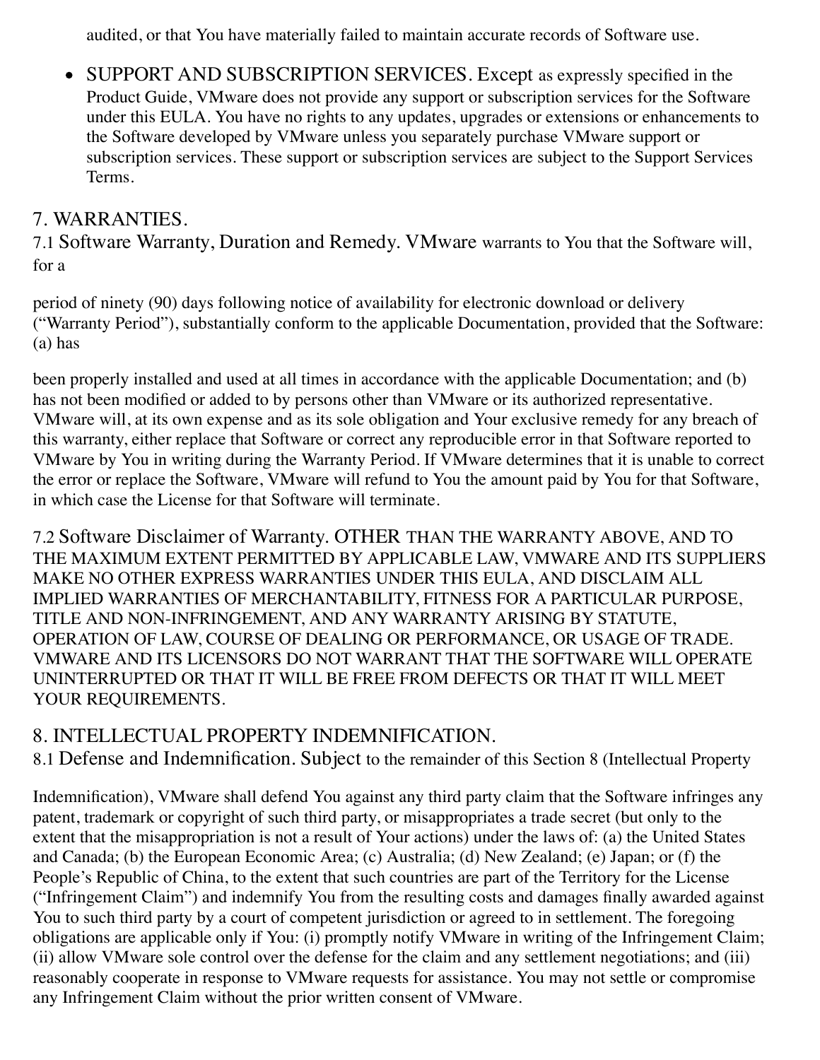audited, or that You have materially failed to maintain accurate records of Software use.

- SUPPORT AND SUBSCRIPTION SERVICES. Except as expressly specified in the Product Guide, VMware does not provide any support or subscription services for the Software under this EULA. You have no rights to any updates, upgrades or extensions or enhancements to the Software developed by VMware unless you separately purchase VMware support or subscription services. These support or subscription services are subject to the Support Services Terms.

## 7. WARRANTIES.

7.1 Software Warranty, Duration and Remedy. VMware warrants to You that the Software will, for a

period of ninety (90) days following notice of availability for electronic download or delivery ("Warranty Period"), substantially conform to the applicable Documentation, provided that the Software: (a) has

been properly installed and used at all times in accordance with the applicable Documentation; and (b) has not been modified or added to by persons other than VMware or its authorized representative. VMware will, at its own expense and as its sole obligation and Your exclusive remedy for any breach of this warranty, either replace that Software or correct any reproducible error in that Software reported to VMware by You in writing during the Warranty Period. If VMware determines that it is unable to correct the error or replace the Software, VMware will refund to You the amount paid by You for that Software, in which case the License for that Software will terminate.

7.2 Software Disclaimer of Warranty. OTHER THAN THE WARRANTY ABOVE, AND TO THE MAXIMUM EXTENT PERMITTED BY APPLICABLE LAW, VMWARE AND ITS SUPPLIERS MAKE NO OTHER EXPRESS WARRANTIES UNDER THIS EULA, AND DISCLAIM ALL IMPLIED WARRANTIES OF MERCHANTABILITY, FITNESS FOR A PARTICULAR PURPOSE, TITLE AND NON-INFRINGEMENT, AND ANY WARRANTY ARISING BY STATUTE, OPERATION OF LAW, COURSE OF DEALING OR PERFORMANCE, OR USAGE OF TRADE. VMWARE AND ITS LICENSORS DO NOT WARRANT THAT THE SOFTWARE WILL OPERATE UNINTERRUPTED OR THAT IT WILL BE FREE FROM DEFECTS OR THAT IT WILL MEET YOUR REQUIREMENTS.

## 8. INTELLECTUAL PROPERTY INDEMNIFICATION.

8.1 Defense and Indemnification. Subject to the remainder of this Section 8 (Intellectual Property

Indemnification), VMware shall defend You against any third party claim that the Software infringes any patent, trademark or copyright of such third party, or misappropriates a trade secret (but only to the extent that the misappropriation is not a result of Your actions) under the laws of: (a) the United States and Canada; (b) the European Economic Area; (c) Australia; (d) New Zealand; (e) Japan; or (f) the People's Republic of China, to the extent that such countries are part of the Territory for the License ("Infringement Claim") and indemnify You from the resulting costs and damages finally awarded against You to such third party by a court of competent jurisdiction or agreed to in settlement. The foregoing obligations are applicable only if You: (i) promptly notify VMware in writing of the Infringement Claim; (ii) allow VMware sole control over the defense for the claim and any settlement negotiations; and (iii) reasonably cooperate in response to VMware requests for assistance. You may not settle or compromise any Infringement Claim without the prior written consent of VMware.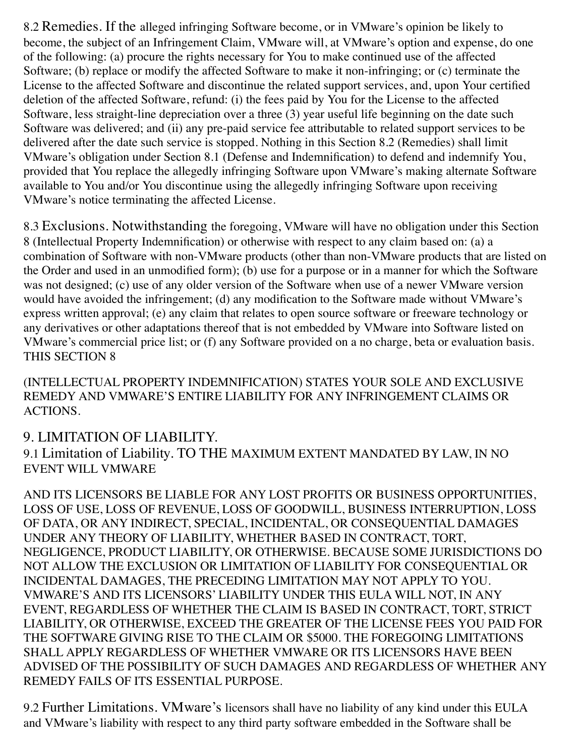8.2 Remedies. If the alleged infringing Software become, or in VMware's opinion be likely to become, the subject of an Infringement Claim, VMware will, at VMware's option and expense, do one of the following: (a) procure the rights necessary for You to make continued use of the affected Software; (b) replace or modify the affected Software to make it non-infringing; or (c) terminate the License to the affected Software and discontinue the related support services, and, upon Your certified deletion of the affected Software, refund: (i) the fees paid by You for the License to the affected Software, less straight-line depreciation over a three (3) year useful life beginning on the date such Software was delivered; and (ii) any pre-paid service fee attributable to related support services to be delivered after the date such service is stopped. Nothing in this Section 8.2 (Remedies) shall limit VMware's obligation under Section 8.1 (Defense and Indemnification) to defend and indemnify You, provided that You replace the allegedly infringing Software upon VMware's making alternate Software available to You and/or You discontinue using the allegedly infringing Software upon receiving VMware's notice terminating the affected License.

8.3 Exclusions. Notwithstanding the foregoing, VMware will have no obligation under this Section 8 (Intellectual Property Indemnification) or otherwise with respect to any claim based on: (a) a combination of Software with non-VMware products (other than non-VMware products that are listed on the Order and used in an unmodified form); (b) use for a purpose or in a manner for which the Software was not designed; (c) use of any older version of the Software when use of a newer VMware version would have avoided the infringement; (d) any modification to the Software made without VMware's express written approval; (e) any claim that relates to open source software or freeware technology or any derivatives or other adaptations thereof that is not embedded by VMware into Software listed on VMware's commercial price list; or (f) any Software provided on a no charge, beta or evaluation basis. THIS SECTION 8

(INTELLECTUAL PROPERTY INDEMNIFICATION) STATES YOUR SOLE AND EXCLUSIVE REMEDY AND VMWARE'S ENTIRE LIABILITY FOR ANY INFRINGEMENT CLAIMS OR ACTIONS.

## 9. LIMITATION OF LIABILITY.

9.1 Limitation of Liability. TO THE MAXIMUM EXTENT MANDATED BY LAW, IN NO EVENT WILL VMWARE

AND ITS LICENSORS BE LIABLE FOR ANY LOST PROFITS OR BUSINESS OPPORTUNITIES, LOSS OF USE, LOSS OF REVENUE, LOSS OF GOODWILL, BUSINESS INTERRUPTION, LOSS OF DATA, OR ANY INDIRECT, SPECIAL, INCIDENTAL, OR CONSEQUENTIAL DAMAGES UNDER ANY THEORY OF LIABILITY, WHETHER BASED IN CONTRACT, TORT, NEGLIGENCE, PRODUCT LIABILITY, OR OTHERWISE. BECAUSE SOME JURISDICTIONS DO NOT ALLOW THE EXCLUSION OR LIMITATION OF LIABILITY FOR CONSEQUENTIAL OR INCIDENTAL DAMAGES, THE PRECEDING LIMITATION MAY NOT APPLY TO YOU. VMWARE'S AND ITS LICENSORS' LIABILITY UNDER THIS EULA WILL NOT, IN ANY EVENT, REGARDLESS OF WHETHER THE CLAIM IS BASED IN CONTRACT, TORT, STRICT LIABILITY, OR OTHERWISE, EXCEED THE GREATER OF THE LICENSE FEES YOU PAID FOR THE SOFTWARE GIVING RISE TO THE CLAIM OR $5000. THE FOREGOING LIMITATIONS SHALL APPLY REGARDLESS OF WHETHER VMWARE OR ITS LICENSORS HAVE BEEN ADVISED OF THE POSSIBILITY OF SUCH DAMAGES AND REGARDLESS OF WHETHER ANY REMEDY FAILS OF ITS ESSENTIAL PURPOSE.

9.2 Further Limitations. VMware's licensors shall have no liability of any kind under this EULA and VMware's liability with respect to any third party software embedded in the Software shall be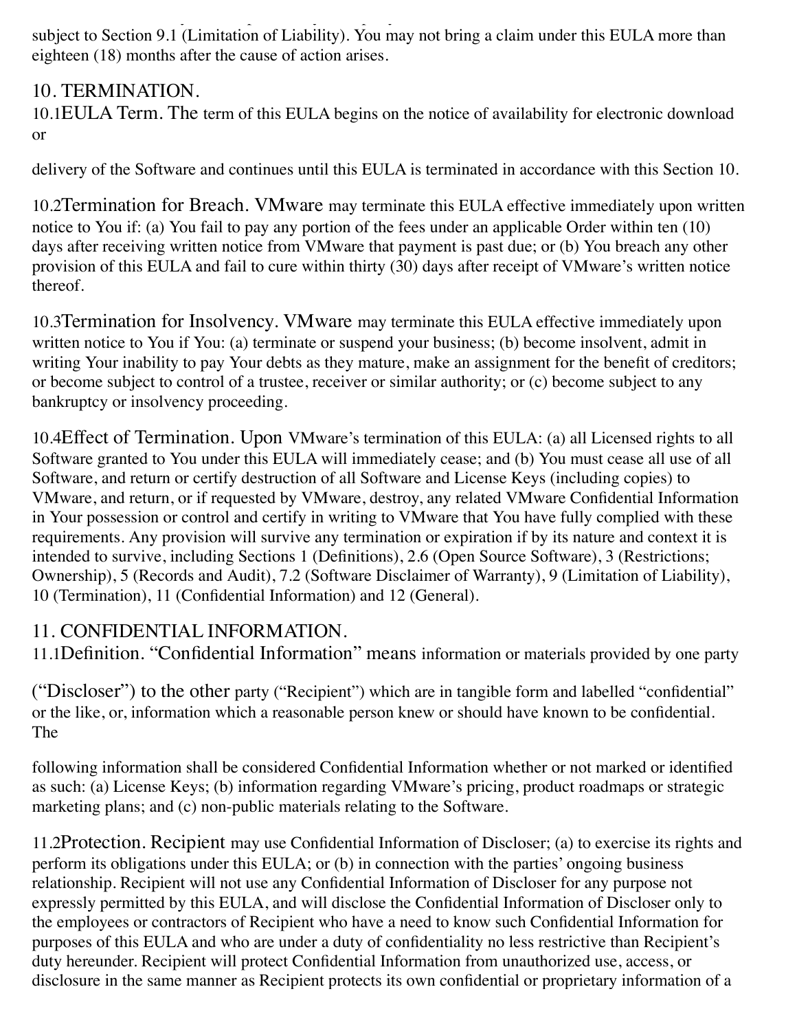subject to Section 9.1 (Limitation of Liability). You may not bring a claim under this EULA more than eighteen (18) months after the cause of action arises.

## 10. TERMINATION.

10.1 **EULA Term.** The term of this EULA begins on the notice of availability for electronic download or delivery of the Software and continues until this EULA is terminated in accordance with this Section 10.

10.2 **Termination for Breach.** VMware may terminate this EULA effective immediately upon written notice to You if: (a) You fail to pay any portion of the fees under an applicable Order within ten (10) days after receiving written notice from VMware that payment is past due; or (b) You breach any other provision of this EULA and fail to cure within thirty (30) days after receipt of VMware's written notice thereof.

10.3 **Termination for Insolvency.** VMware may terminate this EULA effective immediately upon written notice to You if You: (a) terminate or suspend your business; (b) become insolvent, admit in writing Your inability to pay Your debts as they mature, make an assignment for the benefit of creditors; or become subject to control of a trustee, receiver or similar authority; or (c) become subject to any bankruptcy or insolvency proceeding.

10.4 **Effect of Termination.** Upon VMware's termination of this EULA: (a) all Licensed rights to all Software granted to You under this EULA will immediately cease; and (b) You must cease all use of all Software, and return or certify destruction of all Software and License Keys (including copies) to VMware, and return, or if requested by VMware, destroy, any related VMware Confidential Information in Your possession or control and certify in writing to VMware that You have fully complied with these requirements. Any provision will survive any termination or expiration if by its nature and context it is intended to survive, including Sections 1 (Definitions), 2.6 (Open Source Software), 3 (Restrictions; Ownership), 5 (Records and Audit), 7.2 (Software Disclaimer of Warranty), 9 (Limitation of Liability), 10 (Termination), 11 (Confidential Information) and 12 (General).

## 11. CONFIDENTIAL INFORMATION.

11.1 **Definition.** "Confidential Information" means information or materials provided by one party ("Discloser") to the other party ("Recipient") which are in tangible form and labelled "confidential" or the like, or, information which a reasonable person knew or should have known to be confidential. The following information shall be considered Confidential Information whether or not marked or identified as such: (a) License Keys; (b) information regarding VMware's pricing, product roadmaps or strategic marketing plans; and (c) non-public materials relating to the Software.

11.2 **Protection.** Recipient may use Confidential Information of Discloser; (a) to exercise its rights and perform its obligations under this EULA; or (b) in connection with the parties' ongoing business relationship. Recipient will not use any Confidential Information of Discloser for any purpose not expressly permitted by this EULA, and will disclose the Confidential Information of Discloser only to the employees or contractors of Recipient who have a need to know such Confidential Information for purposes of this EULA and who are under a duty of confidentiality no less restrictive than Recipient's duty hereunder. Recipient will protect Confidential Information from unauthorized use, access, or disclosure in the same manner as Recipient protects its own confidential or proprietary information of a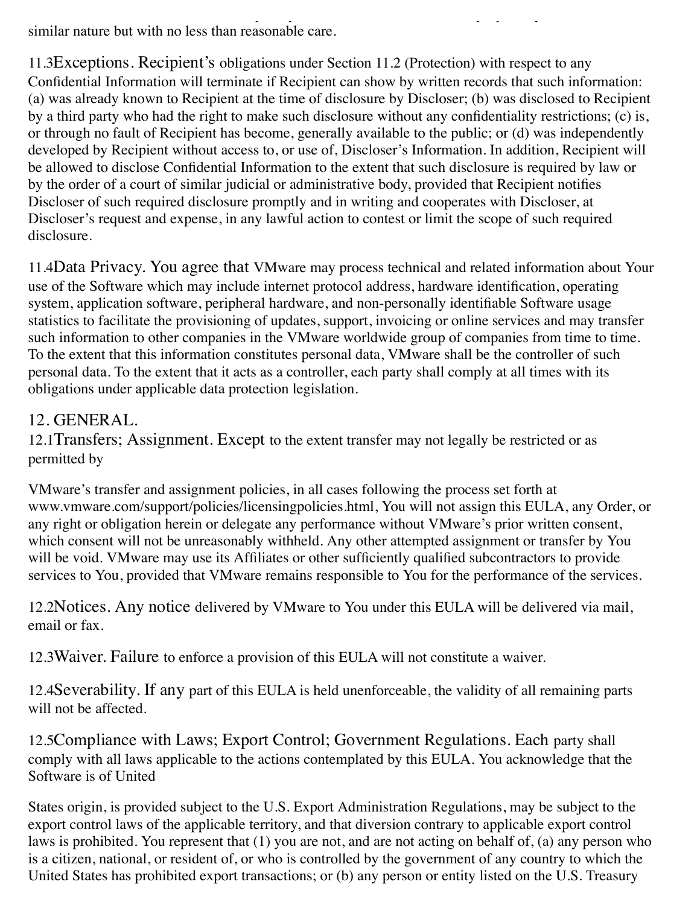similar nature but with no less than reasonable care.

11.3 **Exceptions.** Recipient's obligations under Section 11.2 (Protection) with respect to any Confidential Information will terminate if Recipient can show by written records that such information: (a) was already known to Recipient at the time of disclosure by Discloser; (b) was disclosed to Recipient by a third party who had the right to make such disclosure without any confidentiality restrictions; (c) is, or through no fault of Recipient has become, generally available to the public; or (d) was independently developed by Recipient without access to, or use of, Discloser's Information. In addition, Recipient will be allowed to disclose Confidential Information to the extent that such disclosure is required by law or by the order of a court of similar judicial or administrative body, provided that Recipient notifies Discloser of such required disclosure promptly and in writing and cooperates with Discloser, at Discloser's request and expense, in any lawful action to contest or limit the scope of such required disclosure.

11.4 **Data Privacy.** You agree that VMware may process technical and related information about Your use of the Software which may include internet protocol address, hardware identification, operating system, application software, peripheral hardware, and non-personally identifiable Software usage statistics to facilitate the provisioning of updates, support, invoicing or online services and may transfer such information to other companies in the VMware worldwide group of companies from time to time. To the extent that this information constitutes personal data, VMware shall be the controller of such personal data. To the extent that it acts as a controller, each party shall comply at all times with its obligations under applicable data protection legislation.

## 12. GENERAL.

12.1 **Transfers; Assignment.** Except to the extent transfer may not legally be restricted or as permitted by VMware's transfer and assignment policies, in all cases following the process set forth at www.vmware.com/support/policies/licensingpolicies.html, You will not assign this EULA, any Order, or any right or obligation herein or delegate any performance without VMware's prior written consent, which consent will not be unreasonably withheld. Any other attempted assignment or transfer by You will be void. VMware may use its Affiliates or other sufficiently qualified subcontractors to provide services to You, provided that VMware remains responsible to You for the performance of the services.

12.2 **Notices.** Any notice delivered by VMware to You under this EULA will be delivered via mail, email or fax.

12.3 **Waiver.** Failure to enforce a provision of this EULA will not constitute a waiver.

12.4 **Severability.** If any part of this EULA is held unenforceable, the validity of all remaining parts will not be affected.

12.5 **Compliance with Laws; Export Control; Government Regulations.** Each party shall comply with all laws applicable to the actions contemplated by this EULA. You acknowledge that the Software is of United States origin, is provided subject to the U.S. Export Administration Regulations, may be subject to the export control laws of the applicable territory, and that diversion contrary to applicable export control laws is prohibited. You represent that (1) you are not, and are not acting on behalf of, (a) any person who is a citizen, national, or resident of, or who is controlled by the government of any country to which the United States has prohibited export transactions; or (b) any person or entity listed on the U.S. Treasury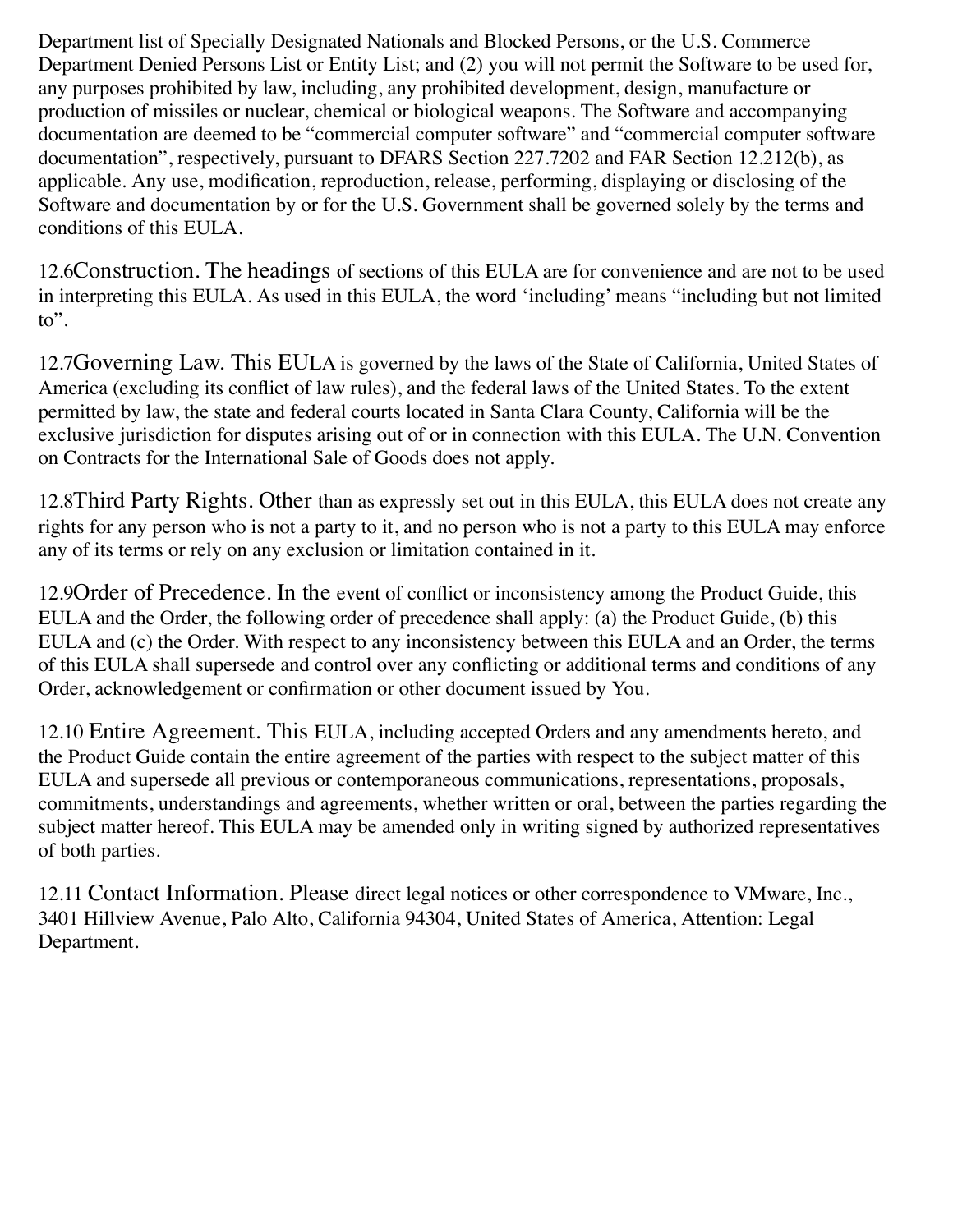Department list of Specially Designated Nationals and Blocked Persons, or the U.S. Commerce Department Denied Persons List or Entity List; and (2) you will not permit the Software to be used for, any purposes prohibited by law, including, any prohibited development, design, manufacture or production of missiles or nuclear, chemical or biological weapons. The Software and accompanying documentation are deemed to be "commercial computer software" and "commercial computer software documentation", respectively, pursuant to DFARS Section 227.7202 and FAR Section 12.212(b), as applicable. Any use, modification, reproduction, release, performing, displaying or disclosing of the Software and documentation by or for the U.S. Government shall be governed solely by the terms and conditions of this EULA.

12.6Construction. The headings of sections of this EULA are for convenience and are not to be used in interpreting this EULA. As used in this EULA, the word 'including' means "including but not limited to".

12.7Governing Law. This EULA is governed by the laws of the State of California, United States of America (excluding its conflict of law rules), and the federal laws of the United States. To the extent permitted by law, the state and federal courts located in Santa Clara County, California will be the exclusive jurisdiction for disputes arising out of or in connection with this EULA. The U.N. Convention on Contracts for the International Sale of Goods does not apply.

12.8Third Party Rights. Other than as expressly set out in this EULA, this EULA does not create any rights for any person who is not a party to it, and no person who is not a party to this EULA may enforce any of its terms or rely on any exclusion or limitation contained in it.

12.9Order of Precedence. In the event of conflict or inconsistency among the Product Guide, this EULA and the Order, the following order of precedence shall apply: (a) the Product Guide, (b) this EULA and (c) the Order. With respect to any inconsistency between this EULA and an Order, the terms of this EULA shall supersede and control over any conflicting or additional terms and conditions of any Order, acknowledgement or confirmation or other document issued by You.

12.10 Entire Agreement. This EULA, including accepted Orders and any amendments hereto, and the Product Guide contain the entire agreement of the parties with respect to the subject matter of this EULA and supersede all previous or contemporaneous communications, representations, proposals, commitments, understandings and agreements, whether written or oral, between the parties regarding the subject matter hereof. This EULA may be amended only in writing signed by authorized representatives of both parties.

12.11 Contact Information. Please direct legal notices or other correspondence to VMware, Inc., 3401 Hillview Avenue, Palo Alto, California 94304, United States of America, Attention: Legal Department.